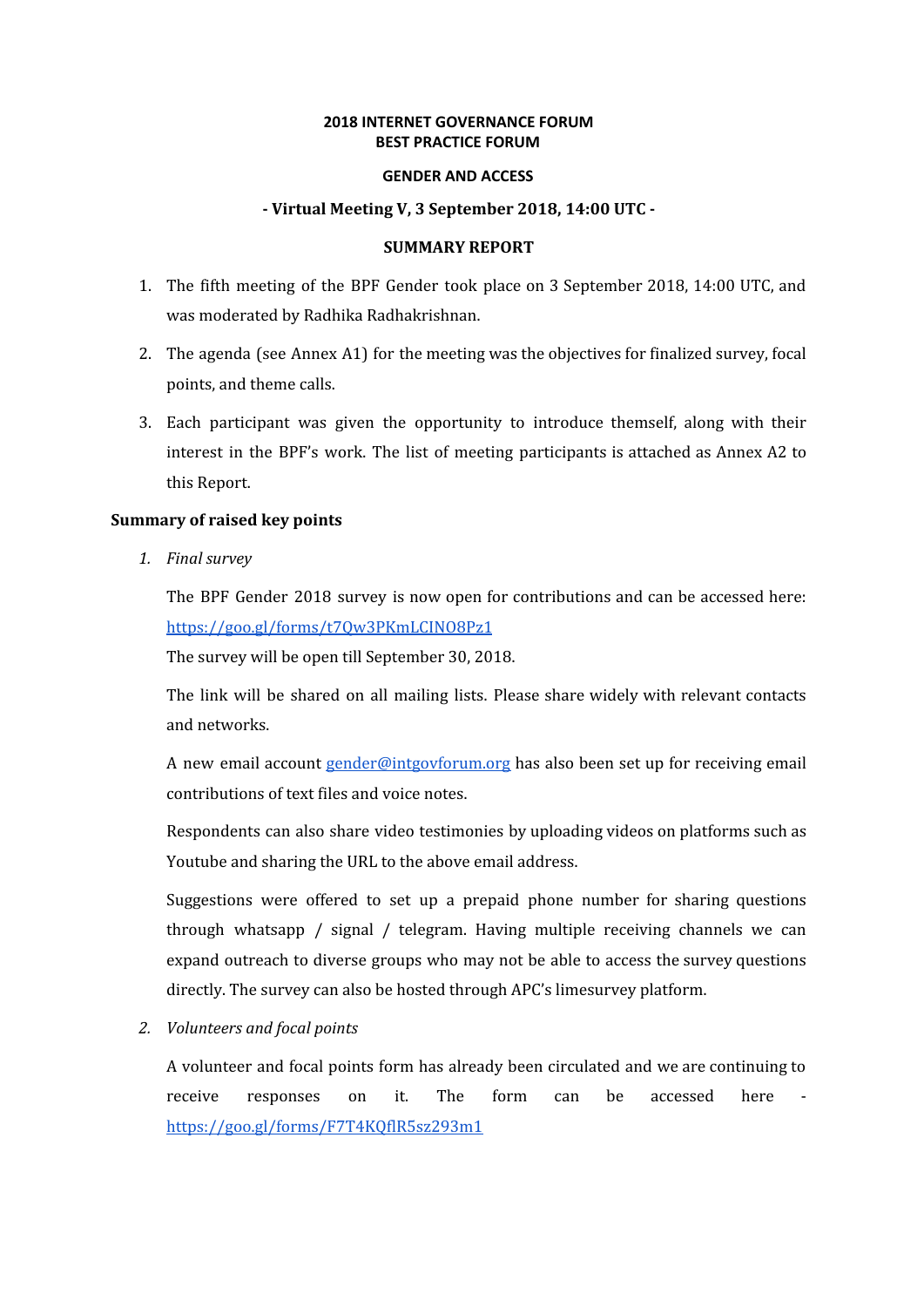**2018 INTERNET GOVERNANCE FORUM**
**BEST PRACTICE FORUM**

**GENDER AND ACCESS**

**- Virtual Meeting V, 3 September 2018, 14:00 UTC -**

**SUMMARY REPORT**

1. The fifth meeting of the BPF Gender took place on 3 September 2018, 14:00 UTC, and was moderated by Radhika Radhakrishnan.
2. The agenda (see Annex A1) for the meeting was the objectives for finalized survey, focal points, and theme calls.
3. Each participant was given the opportunity to introduce themself, along with their interest in the BPF's work. The list of meeting participants is attached as Annex A2 to this Report.

**Summary of raised key points**

1. *Final survey*

   The BPF Gender 2018 survey is now open for contributions and can be accessed here: https://goo.gl/forms/t7Qw3PKmLCINO8Pz1
   The survey will be open till September 30, 2018.

   The link will be shared on all mailing lists. Please share widely with relevant contacts and networks.

   A new email account gender@intgovforum.org has also been set up for receiving email contributions of text files and voice notes.

   Respondents can also share video testimonies by uploading videos on platforms such as Youtube and sharing the URL to the above email address.

   Suggestions were offered to set up a prepaid phone number for sharing questions through whatsapp / signal / telegram. Having multiple receiving channels we can expand outreach to diverse groups who may not be able to access the survey questions directly. The survey can also be hosted through APC's limesurvey platform.

2. *Volunteers and focal points*

   A volunteer and focal points form has already been circulated and we are continuing to receive responses on it. The form can be accessed here - https://goo.gl/forms/F7T4KQflR5sz293m1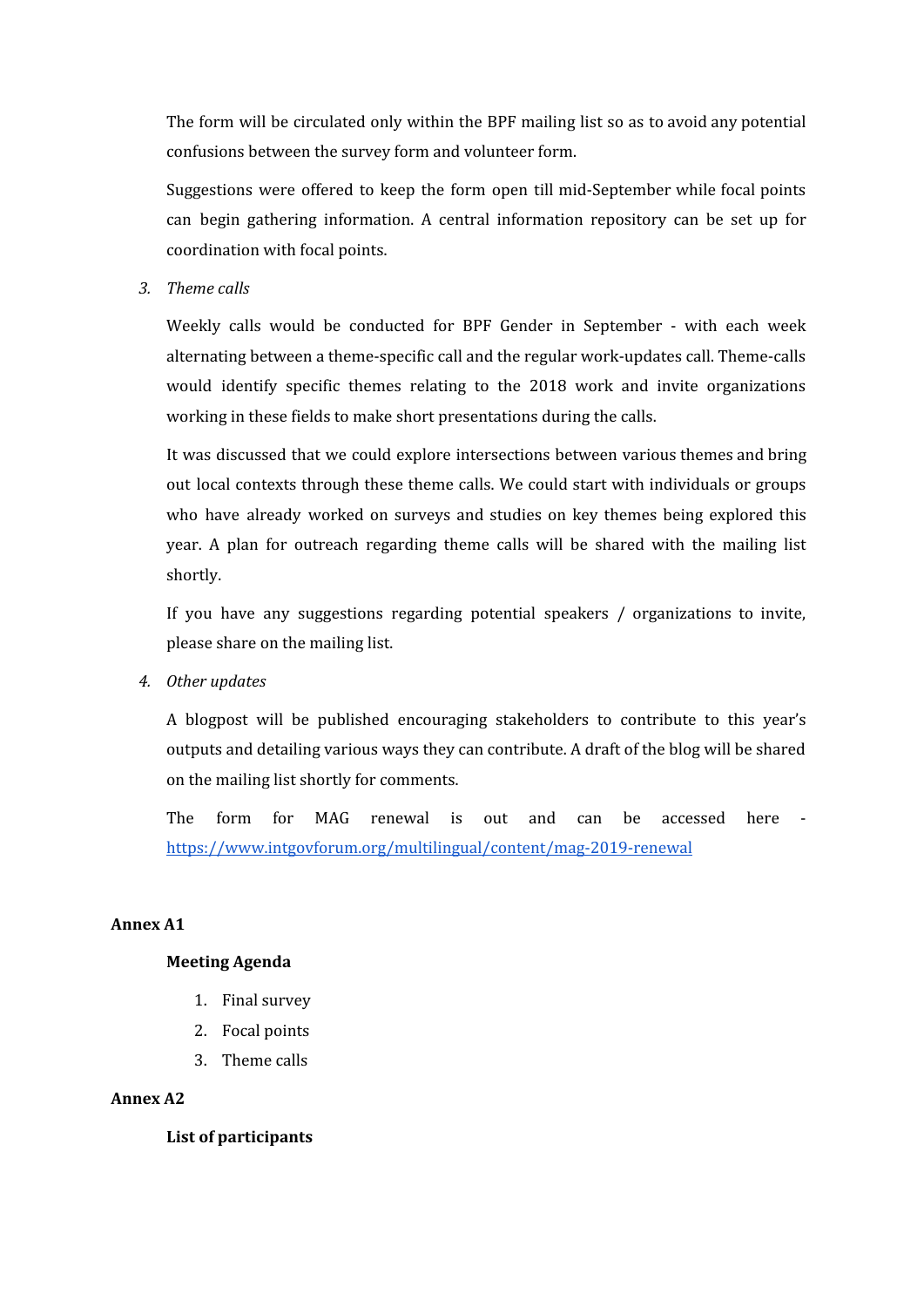The form will be circulated only within the BPF mailing list so as to avoid any potential confusions between the survey form and volunteer form.

Suggestions were offered to keep the form open till mid-September while focal points can begin gathering information. A central information repository can be set up for coordination with focal points.

3. *Theme calls*

   Weekly calls would be conducted for BPF Gender in September - with each week alternating between a theme-specific call and the regular work-updates call. Theme-calls would identify specific themes relating to the 2018 work and invite organizations working in these fields to make short presentations during the calls.

   It was discussed that we could explore intersections between various themes and bring out local contexts through these theme calls. We could start with individuals or groups who have already worked on surveys and studies on key themes being explored this year. A plan for outreach regarding theme calls will be shared with the mailing list shortly.

   If you have any suggestions regarding potential speakers / organizations to invite, please share on the mailing list.

4. *Other updates*

   A blogpost will be published encouraging stakeholders to contribute to this year's outputs and detailing various ways they can contribute. A draft of the blog will be shared on the mailing list shortly for comments.

   The form for MAG renewal is out and can be accessed here - https://www.intgovforum.org/multilingual/content/mag-2019-renewal

**Annex A1**

**Meeting Agenda**

1. Final survey
2. Focal points
3. Theme calls

**Annex A2**

**List of participants**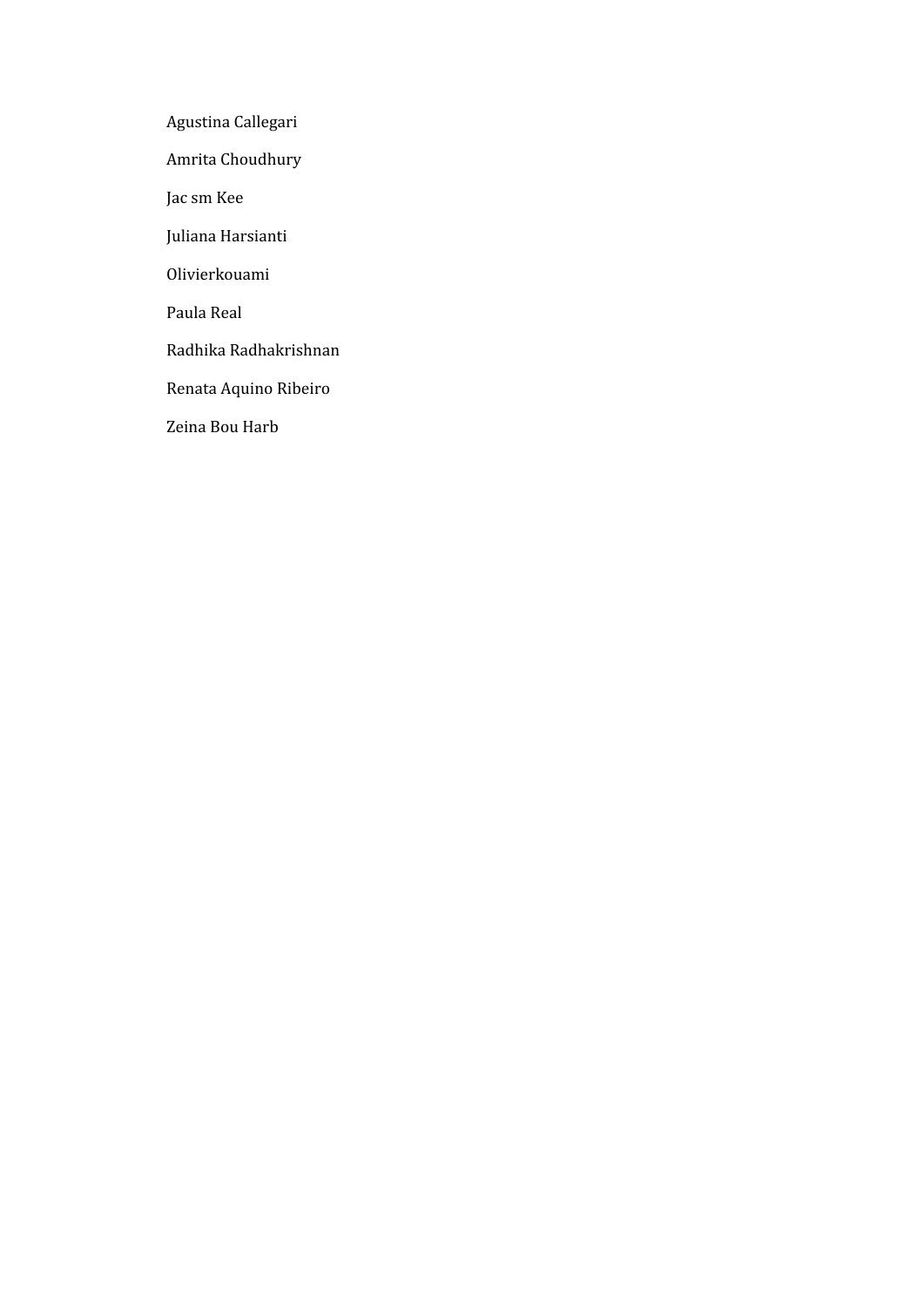Agustina Callegari

Amrita Choudhury

Jac sm Kee

Juliana Harsianti

Olivierkouami

Paula Real

Radhika Radhakrishnan

Renata Aquino Ribeiro

Zeina Bou Harb